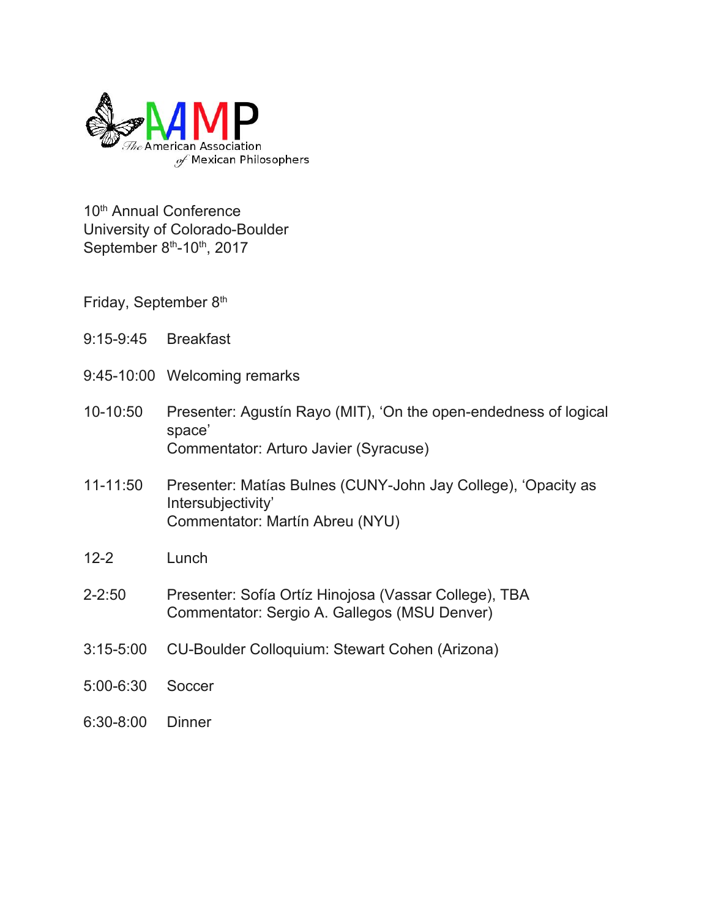AAMP

The American Association of Mexican Philosophers

10th Annual Conference
University of Colorado-Boulder
September 8th-10th, 2017

Friday, September 8th

| | |
|---|---|
| 9:15-9:45 | Breakfast |
| 9:45-10:00 | Welcoming remarks |
| 10-10:50 | Presenter: Agustín Rayo (MIT), 'On the open-endedness of logical space'<br>Commentator: Arturo Javier (Syracuse) |
| 11-11:50 | Presenter: Matías Bulnes (CUNY-John Jay College), 'Opacity as Intersubjectivity'<br>Commentator: Martín Abreu (NYU) |
| 12-2 | Lunch |
| 2-2:50 | Presenter: Sofía Ortíz Hinojosa (Vassar College), TBA<br>Commentator: Sergio A. Gallegos (MSU Denver) |
| 3:15-5:00 | CU-Boulder Colloquium: Stewart Cohen (Arizona) |
| 5:00-6:30 | Soccer |
| 6:30-8:00 | Dinner |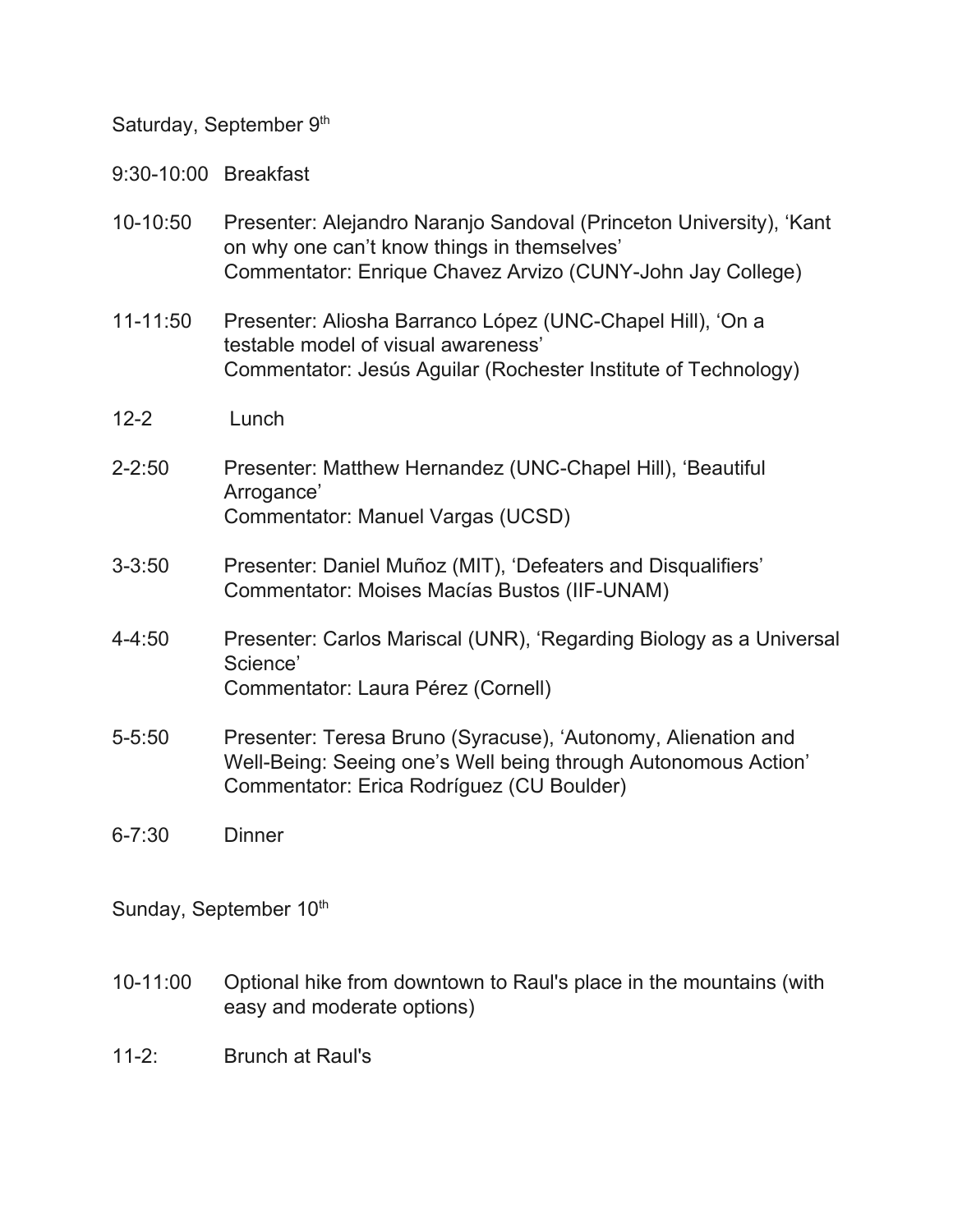Saturday, September 9th

9:30-10:00 Breakfast

10-10:50 Presenter: Alejandro Naranjo Sandoval (Princeton University), 'Kant on why one can't know things in themselves'
Commentator: Enrique Chavez Arvizo (CUNY-John Jay College)

11-11:50 Presenter: Aliosha Barranco López (UNC-Chapel Hill), 'On a testable model of visual awareness'
Commentator: Jesús Aguilar (Rochester Institute of Technology)

12-2 Lunch

2-2:50 Presenter: Matthew Hernandez (UNC-Chapel Hill), 'Beautiful Arrogance'
Commentator: Manuel Vargas (UCSD)

3-3:50 Presenter: Daniel Muñoz (MIT), 'Defeaters and Disqualifiers'
Commentator: Moises Macías Bustos (IIF-UNAM)

4-4:50 Presenter: Carlos Mariscal (UNR), 'Regarding Biology as a Universal Science'
Commentator: Laura Pérez (Cornell)

5-5:50 Presenter: Teresa Bruno (Syracuse), 'Autonomy, Alienation and Well-Being: Seeing one's Well being through Autonomous Action'
Commentator: Erica Rodríguez (CU Boulder)

6-7:30 Dinner

Sunday, September 10th

10-11:00 Optional hike from downtown to Raul's place in the mountains (with easy and moderate options)

11-2: Brunch at Raul's